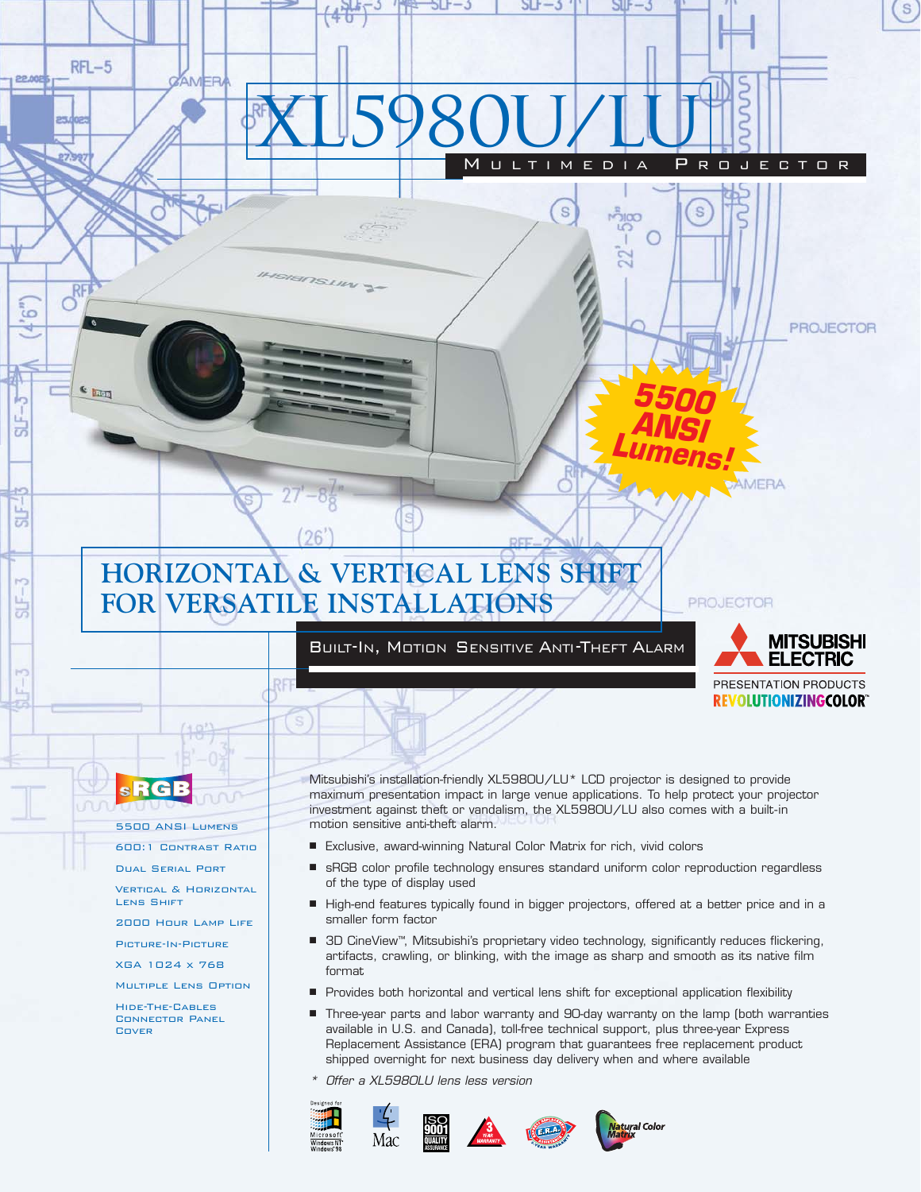# XL5980U/LU

## Multimedia Projector

5500 ANSI Lumens!

## HORIZONTAL & VERTICAL LENS SHIFT FOR VERSATILE INSTALLATIONS

Built-In, Motion Sensitive Anti-Theft Alarm

MITSUBISHI ELECTRIC
PRESENTATION PRODUCTS
REVOLUTIONIZINGCOLOR™

- 5500 ANSI Lumens
- 600:1 Contrast Ratio
- Dual Serial Port
- Vertical & Horizontal Lens Shift
- 2000 Hour Lamp Life
- Picture-In-Picture
- XGA 1024 x 768
- Multiple Lens Option
- Hide-The-Cables Connector Panel Cover

Mitsubishi's installation-friendly XL5980U/LU* LCD projector is designed to provide maximum presentation impact in large venue applications. To help protect your projector investment against theft or vandalism, the XL5980U/LU also comes with a built-in motion sensitive anti-theft alarm.

- Exclusive, award-winning Natural Color Matrix for rich, vivid colors
- sRGB color profile technology ensures standard uniform color reproduction regardless of the type of display used
- High-end features typically found in bigger projectors, offered at a better price and in a smaller form factor
- 3D CineView™, Mitsubishi's proprietary video technology, significantly reduces flickering, artifacts, crawling, or blinking, with the image as sharp and smooth as its native film format
- Provides both horizontal and vertical lens shift for exceptional application flexibility
- Three-year parts and labor warranty and 90-day warranty on the lamp (both warranties available in U.S. and Canada), toll-free technical support, plus three-year Express Replacement Assistance (ERA) program that guarantees free replacement product shipped overnight for next business day delivery when and where available

*\* Offer a XL5980LU lens less version*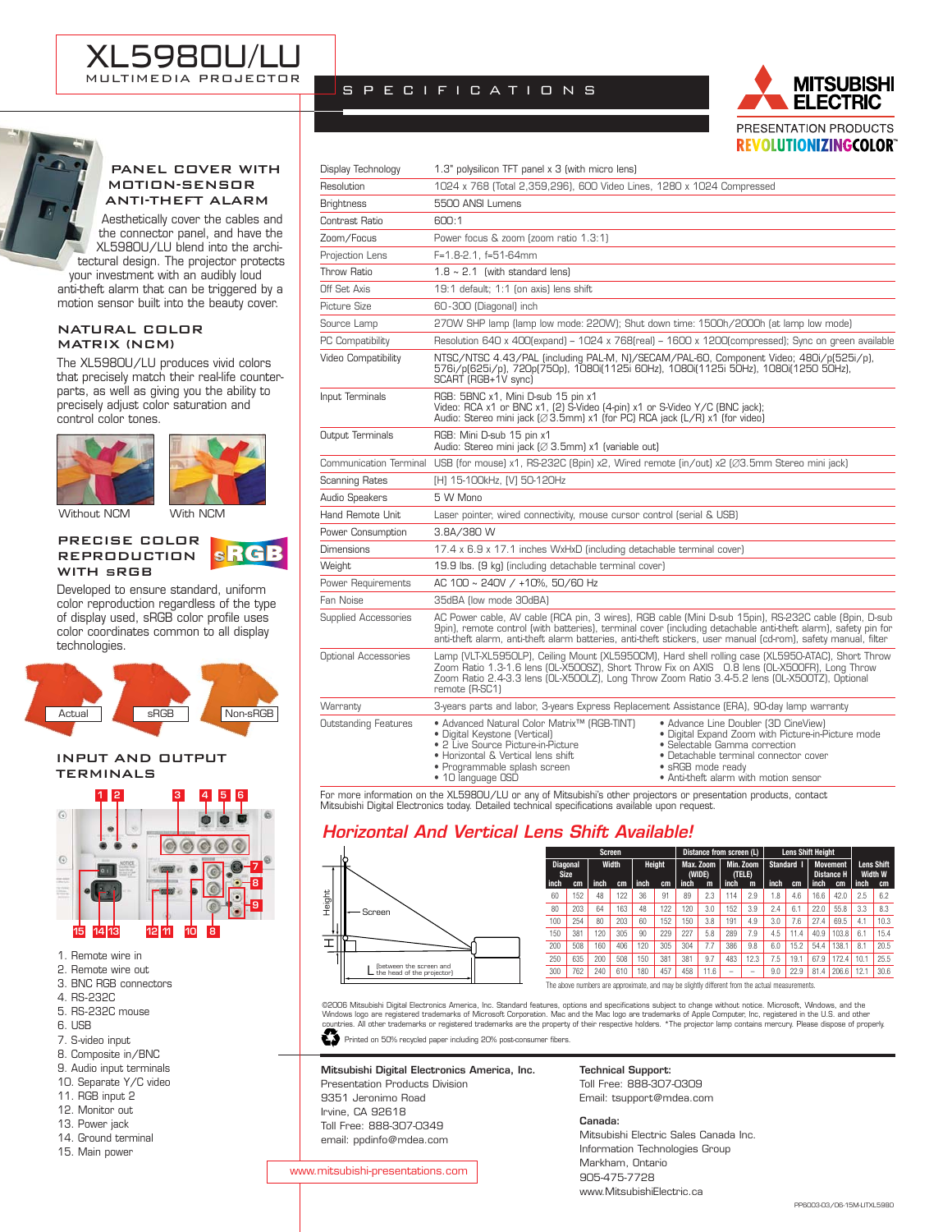# XL5980U/LU

MULTIMEDIA PROJECTOR

SPECIFICATIONS

MITSUBISHI ELECTRIC

PRESENTATION PRODUCTS

REVOLUTIONIZINGCOLOR™

## PANEL COVER WITH MOTION-SENSOR ANTI-THEFT ALARM

Aesthetically cover the cables and the connector panel, and have the XL5980U/LU blend into the architectural design. The projector protects your investment with an audibly loud anti-theft alarm that can be triggered by a motion sensor built into the beauty cover.

## NATURAL COLOR MATRIX (NCM)

The XL5980U/LU produces vivid colors that precisely match their real-life counterparts, as well as giving you the ability to precisely adjust color saturation and control color tones.

Without NCM　With NCM

## PRECISE COLOR REPRODUCTION WITH sRGB

Developed to ensure standard, uniform color reproduction regardless of the type of display used, sRGB color profile uses color coordinates common to all display technologies.

Actual　sRGB　Non-sRGB

## INPUT AND OUTPUT TERMINALS

1. Remote wire in
2. Remote wire out
3. BNC RGB connectors
4. RS-232C
5. RS-232C mouse
6. USB
7. S-video input
8. Composite in/BNC
9. Audio input terminals
10. Separate Y/C video
11. RGB input 2
12. Monitor out
13. Power jack
14. Ground terminal
15. Main power

| | |
|---|---|
| Display Technology | 1.3" polysilicon TFT panel x 3 (with micro lens) |
| Resolution | 1024 x 768 (Total 2,359,296), 600 Video Lines, 1280 x 1024 Compressed |
| Brightness | 5500 ANSI Lumens |
| Contrast Ratio | 600:1 |
| Zoom/Focus | Power focus & zoom (zoom ratio 1.3:1) |
| Projection Lens | F=1.8-2.1, f=51-64mm |
| Throw Ratio | 1.8 ~ 2.1 (with standard lens) |
| Off Set Axis | 19:1 default; 1:1 (on axis) lens shift |
| Picture Size | 60-300 (Diagonal) inch |
| Source Lamp | 270W SHP lamp (lamp low mode: 220W); Shut down time: 1500h/2000h (at lamp low mode) |
| PC Compatibility | Resolution 640 x 400(expand) – 1024 x 768(real) – 1600 x 1200(compressed); Sync on green available |
| Video Compatibility | NTSC/NTSC 4.43/PAL (including PAL-M, N)/SECAM/PAL-60, Component Video; 480i/p(525i/p), 576i/p(625i/p), 720p(750p), 1080i(1125i 60Hz), 1080i(1125i 50Hz), 1080i(1250 50Hz), SCART (RGB+1V sync) |
| Input Terminals | RGB: 5BNC x1, Mini D-sub 15 pin x1<br>Video: RCA x1 or BNC x1, (2) S-Video (4-pin) x1 or S-Video Y/C (BNC jack);<br>Audio: Stereo mini jack (∅3.5mm) x1 (for PC) RCA jack (L/R) x1 (for video) |
| Output Terminals | RGB: Mini D-sub 15 pin x1<br>Audio: Stereo mini jack (∅ 3.5mm) x1 (variable out) |
| Communication Terminal | USB (for mouse) x1, RS-232C (8pin) x2, Wired remote (in/out) x2 (∅3.5mm Stereo mini jack) |
| Scanning Rates | [H] 15-100kHz, [V] 50-120Hz |
| Audio Speakers | 5 W Mono |
| Hand Remote Unit | Laser pointer, wired connectivity, mouse cursor control (serial & USB) |
| Power Consumption | 3.8A/380 W |
| Dimensions | 17.4 x 6.9 x 17.1 inches WxHxD (including detachable terminal cover) |
| Weight | 19.9 lbs. (9 kg) (including detachable terminal cover) |
| Power Requirements | AC 100 ~ 240V / +10%, 50/60 Hz |
| Fan Noise | 35dBA (low mode 30dBA) |
| Supplied Accessories | AC Power cable, AV cable (RCA pin, 3 wires), RGB cable (Mini D-sub 15pin), RS-232C cable (8pin, D-sub 9pin), remote control (with batteries), terminal cover (including detachable anti-theft alarm), safety pin for anti-theft alarm, anti-theft alarm batteries, anti-theft stickers, user manual (cd-rom), safety manual, filter |
| Optional Accessories | Lamp (VLT-XL5950LP), Ceiling Mount (XL5950CM), Hard shell rolling case (XL5950-ATAC), Short Throw Zoom Ratio 1.3-1.6 lens (OL-X500SZ), Short Throw Fix on AXIS 0.8 lens (OL-X500FR), Long Throw Zoom Ratio 2.4-3.3 lens (OL-X500LZ), Long Throw Zoom Ratio 3.4-5.2 lens (OL-X500TZ), Optional remote (R-SC1) |
| Warranty | 3-years parts and labor, 3-years Express Replacement Assistance (ERA), 90-day lamp warranty |
| Outstanding Features | • Advanced Natural Color Matrix™ (RGB-TINT)<br>• Digital Keystone (Vertical)<br>• 2 Live Source Picture-in-Picture<br>• Horizontal & Vertical lens shift<br>• Programmable splash screen<br>• 10 language OSD<br>• Advance Line Doubler (3D CineView)<br>• Digital Expand Zoom with Picture-in-Picture mode<br>• Selectable Gamma correction<br>• Detachable terminal connector cover<br>• sRGB mode ready<br>• Anti-theft alarm with motion sensor |

For more information on the XL5980U/LU or any of Mitsubishi's other projectors or presentation products, contact Mitsubishi Digital Electronics today. Detailed technical specifications available upon request.

## *Horizontal And Vertical Lens Shift Available!*

Height　Screen　H　L (between the screen and the head of the projector)

| Screen | | | | | | Distance from screen (L) | | | | Lens Shift Height | | | | | |
|---|---|---|---|---|---|---|---|---|---|---|---|---|---|---|---|
| Diagonal Size | | Width | | Height | | Max. Zoom (WIDE) | | Min. Zoom (TELE) | | Standard I | | Movement Distance H | | Lens Shift Width W | |
| inch | cm | inch | cm | inch | cm | inch | m | inch | m | inch | cm | inch | cm | inch | cm |
| 60 | 152 | 48 | 122 | 36 | 91 | 89 | 2.3 | 114 | 2.9 | 1.8 | 4.6 | 16.6 | 42.0 | 2.5 | 6.2 |
| 80 | 203 | 64 | 163 | 48 | 122 | 120 | 3.0 | 152 | 3.9 | 2.4 | 6.1 | 22.0 | 55.8 | 3.3 | 8.3 |
| 100 | 254 | 80 | 203 | 60 | 152 | 150 | 3.8 | 191 | 4.9 | 3.0 | 7.6 | 27.4 | 69.5 | 4.1 | 10.3 |
| 150 | 381 | 120 | 305 | 90 | 229 | 227 | 5.8 | 289 | 7.3 | 4.5 | 11.4 | 40.9 | 103.8 | 6.1 | 15.4 |
| 200 | 508 | 160 | 406 | 120 | 305 | 304 | 7.7 | 386 | 9.8 | 6.0 | 15.2 | 54.4 | 138.1 | 8.1 | 20.5 |
| 250 | 635 | 200 | 508 | 150 | 381 | 381 | 9.7 | 483 | 12.3 | 7.5 | 19.1 | 67.9 | 172.4 | 10.1 | 25.5 |
| 300 | 762 | 240 | 610 | 180 | 457 | 458 | 11.6 | – | – | 9.0 | 22.9 | 81.4 | 206.6 | 12.1 | 30.6 |

The above numbers are approximate, and may be slightly different from the actual measurements.

©2006 Mitsubishi Digital Electronics America, Inc. Standard features, options and specifications subject to change without notice. Microsoft, Windows, and the Windows logo are registered trademarks of Microsoft Corporation. Mac and the Mac logo are trademarks of Apple Computer, Inc., registered in the U.S. and other countries. All other trademarks or registered trademarks are the property of their respective holders. *The projector lamp contains mercury. Please dispose of properly.

Printed on 50% recycled paper including 20% post-consumer fibers.

**Mitsubishi Digital Electronics America, Inc.**
Presentation Products Division
9351 Jeronimo Road
Irvine, CA 92618
Toll Free: 888-307-0349
email: ppdinfo@mdea.com

www.mitsubishi-presentations.com

**Technical Support:**
Toll Free: 888-307-0309
Email: tsupport@mdea.com

**Canada:**
Mitsubishi Electric Sales Canada Inc.
Information Technologies Group
Markham, Ontario
905-475-7728
www.MitsubishiElectric.ca

PP6003-03/06-15M-LITXL5980